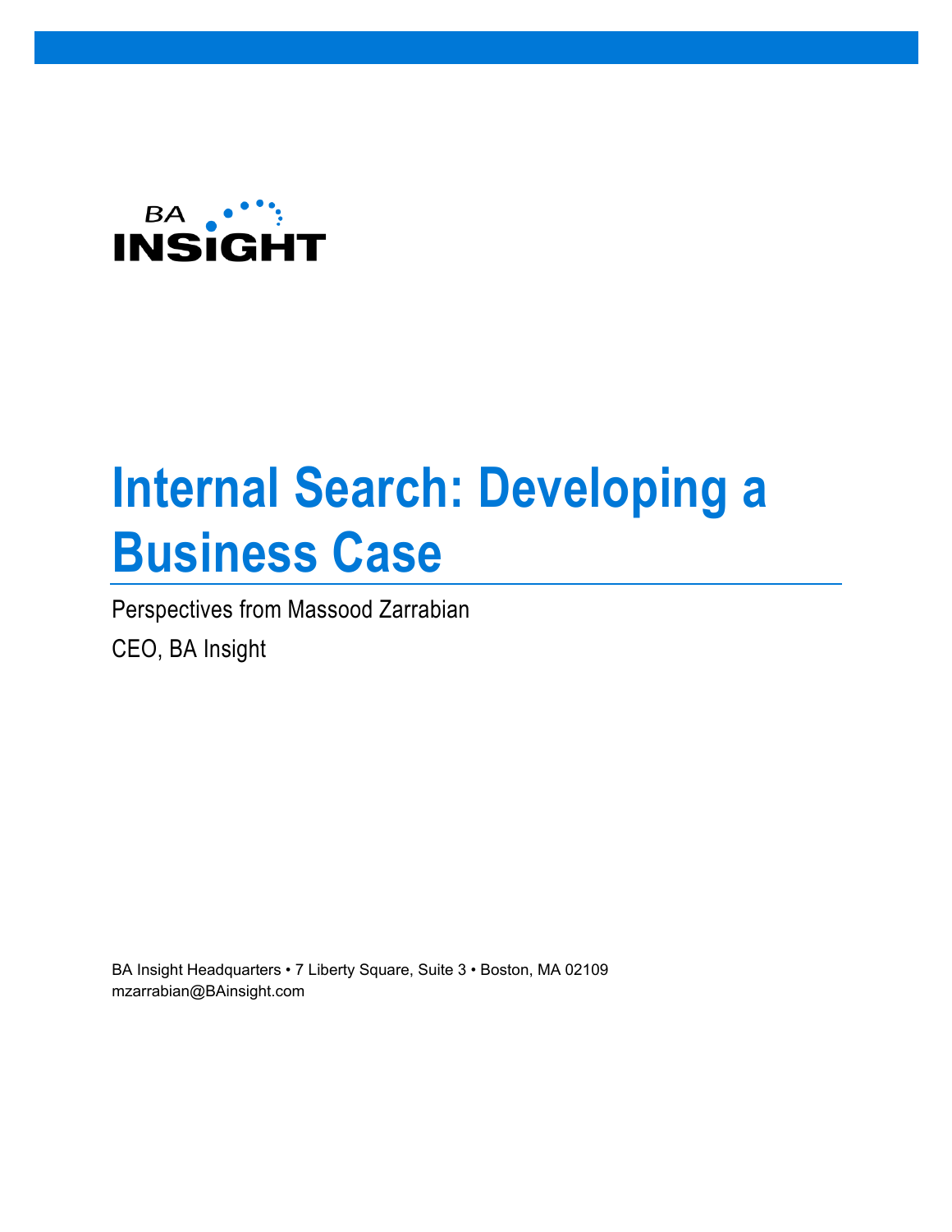BA INSIGHT

# Internal Search: Developing a Business Case

Perspectives from Massood Zarrabian

CEO, BA Insight

BA Insight Headquarters • 7 Liberty Square, Suite 3 • Boston, MA 02109
mzarrabian@BAinsight.com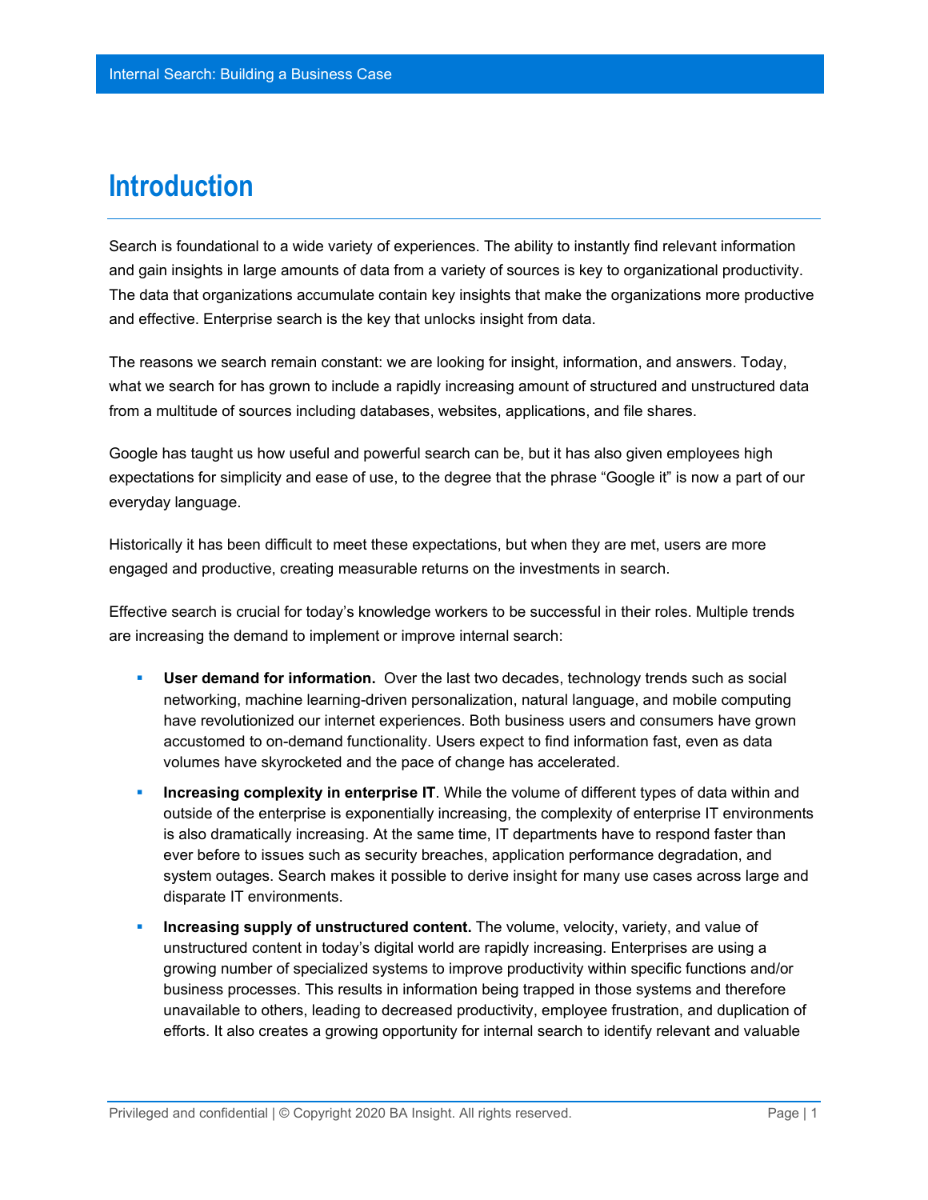# Introduction

Search is foundational to a wide variety of experiences. The ability to instantly find relevant information and gain insights in large amounts of data from a variety of sources is key to organizational productivity. The data that organizations accumulate contain key insights that make the organizations more productive and effective. Enterprise search is the key that unlocks insight from data.

The reasons we search remain constant: we are looking for insight, information, and answers. Today, what we search for has grown to include a rapidly increasing amount of structured and unstructured data from a multitude of sources including databases, websites, applications, and file shares.

Google has taught us how useful and powerful search can be, but it has also given employees high expectations for simplicity and ease of use, to the degree that the phrase "Google it" is now a part of our everyday language.

Historically it has been difficult to meet these expectations, but when they are met, users are more engaged and productive, creating measurable returns on the investments in search.

Effective search is crucial for today's knowledge workers to be successful in their roles. Multiple trends are increasing the demand to implement or improve internal search:

- **User demand for information.** Over the last two decades, technology trends such as social networking, machine learning-driven personalization, natural language, and mobile computing have revolutionized our internet experiences. Both business users and consumers have grown accustomed to on-demand functionality. Users expect to find information fast, even as data volumes have skyrocketed and the pace of change has accelerated.
- **Increasing complexity in enterprise IT**. While the volume of different types of data within and outside of the enterprise is exponentially increasing, the complexity of enterprise IT environments is also dramatically increasing. At the same time, IT departments have to respond faster than ever before to issues such as security breaches, application performance degradation, and system outages. Search makes it possible to derive insight for many use cases across large and disparate IT environments.
- **Increasing supply of unstructured content.** The volume, velocity, variety, and value of unstructured content in today's digital world are rapidly increasing. Enterprises are using a growing number of specialized systems to improve productivity within specific functions and/or business processes. This results in information being trapped in those systems and therefore unavailable to others, leading to decreased productivity, employee frustration, and duplication of efforts. It also creates a growing opportunity for internal search to identify relevant and valuable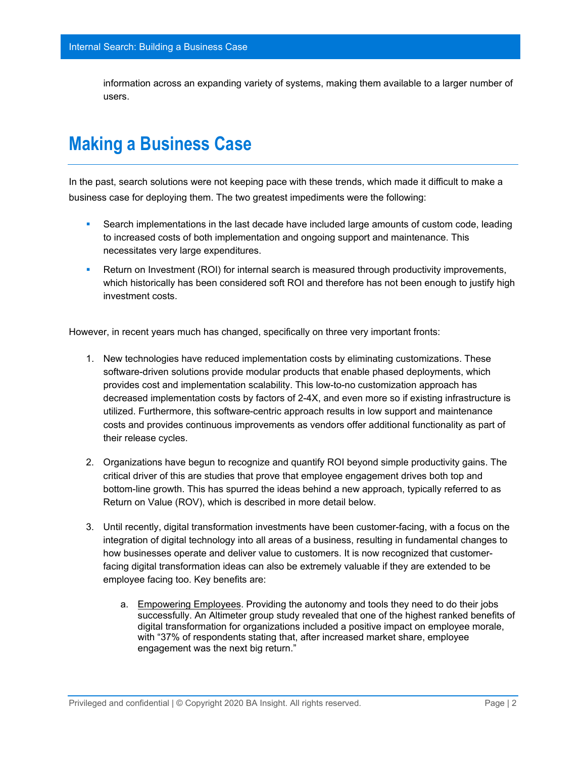information across an expanding variety of systems, making them available to a larger number of users.

# Making a Business Case

In the past, search solutions were not keeping pace with these trends, which made it difficult to make a business case for deploying them. The two greatest impediments were the following:

- Search implementations in the last decade have included large amounts of custom code, leading to increased costs of both implementation and ongoing support and maintenance. This necessitates very large expenditures.
- Return on Investment (ROI) for internal search is measured through productivity improvements, which historically has been considered soft ROI and therefore has not been enough to justify high investment costs.

However, in recent years much has changed, specifically on three very important fronts:

1. New technologies have reduced implementation costs by eliminating customizations. These software-driven solutions provide modular products that enable phased deployments, which provides cost and implementation scalability. This low-to-no customization approach has decreased implementation costs by factors of 2-4X, and even more so if existing infrastructure is utilized. Furthermore, this software-centric approach results in low support and maintenance costs and provides continuous improvements as vendors offer additional functionality as part of their release cycles.

2. Organizations have begun to recognize and quantify ROI beyond simple productivity gains. The critical driver of this are studies that prove that employee engagement drives both top and bottom-line growth. This has spurred the ideas behind a new approach, typically referred to as Return on Value (ROV), which is described in more detail below.

3. Until recently, digital transformation investments have been customer-facing, with a focus on the integration of digital technology into all areas of a business, resulting in fundamental changes to how businesses operate and deliver value to customers. It is now recognized that customer-facing digital transformation ideas can also be extremely valuable if they are extended to be employee facing too. Key benefits are:

   a. <u>Empowering Employees</u>. Providing the autonomy and tools they need to do their jobs successfully. An Altimeter group study revealed that one of the highest ranked benefits of digital transformation for organizations included a positive impact on employee morale, with "37% of respondents stating that, after increased market share, employee engagement was the next big return."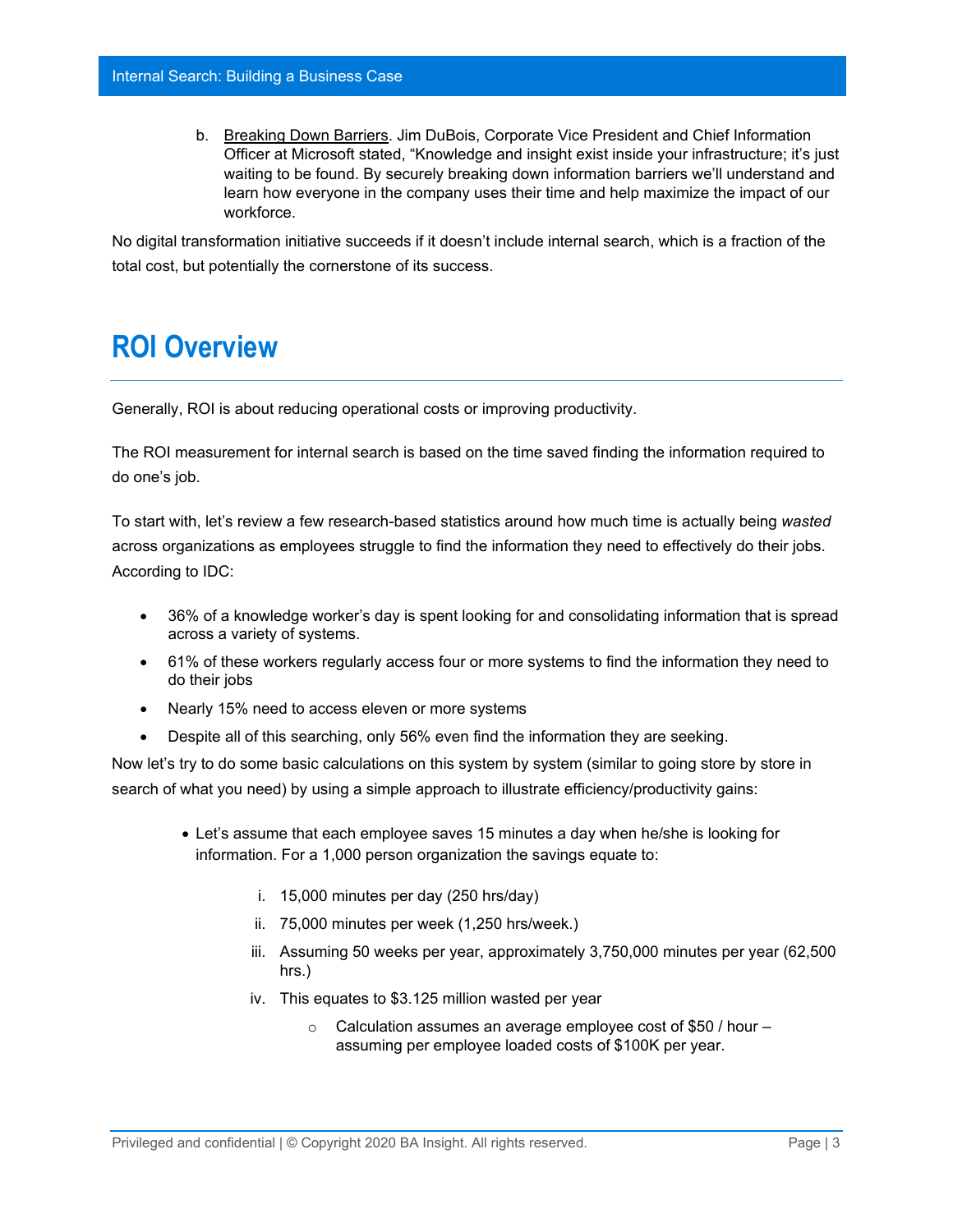b. <u>Breaking Down Barriers</u>. Jim DuBois, Corporate Vice President and Chief Information Officer at Microsoft stated, "Knowledge and insight exist inside your infrastructure; it's just waiting to be found. By securely breaking down information barriers we'll understand and learn how everyone in the company uses their time and help maximize the impact of our workforce.

No digital transformation initiative succeeds if it doesn't include internal search, which is a fraction of the total cost, but potentially the cornerstone of its success.

# ROI Overview

Generally, ROI is about reducing operational costs or improving productivity.

The ROI measurement for internal search is based on the time saved finding the information required to do one's job.

To start with, let's review a few research-based statistics around how much time is actually being *wasted* across organizations as employees struggle to find the information they need to effectively do their jobs. According to IDC:

- 36% of a knowledge worker's day is spent looking for and consolidating information that is spread across a variety of systems.
- 61% of these workers regularly access four or more systems to find the information they need to do their jobs
- Nearly 15% need to access eleven or more systems
- Despite all of this searching, only 56% even find the information they are seeking.

Now let's try to do some basic calculations on this system by system (similar to going store by store in search of what you need) by using a simple approach to illustrate efficiency/productivity gains:

- Let's assume that each employee saves 15 minutes a day when he/she is looking for information. For a 1,000 person organization the savings equate to:
    i. 15,000 minutes per day (250 hrs/day)
    ii. 75,000 minutes per week (1,250 hrs/week.)
    iii. Assuming 50 weeks per year, approximately 3,750,000 minutes per year (62,500 hrs.)
    iv. This equates to $3.125 million wasted per year
        - Calculation assumes an average employee cost of $50 / hour – assuming per employee loaded costs of $100K per year.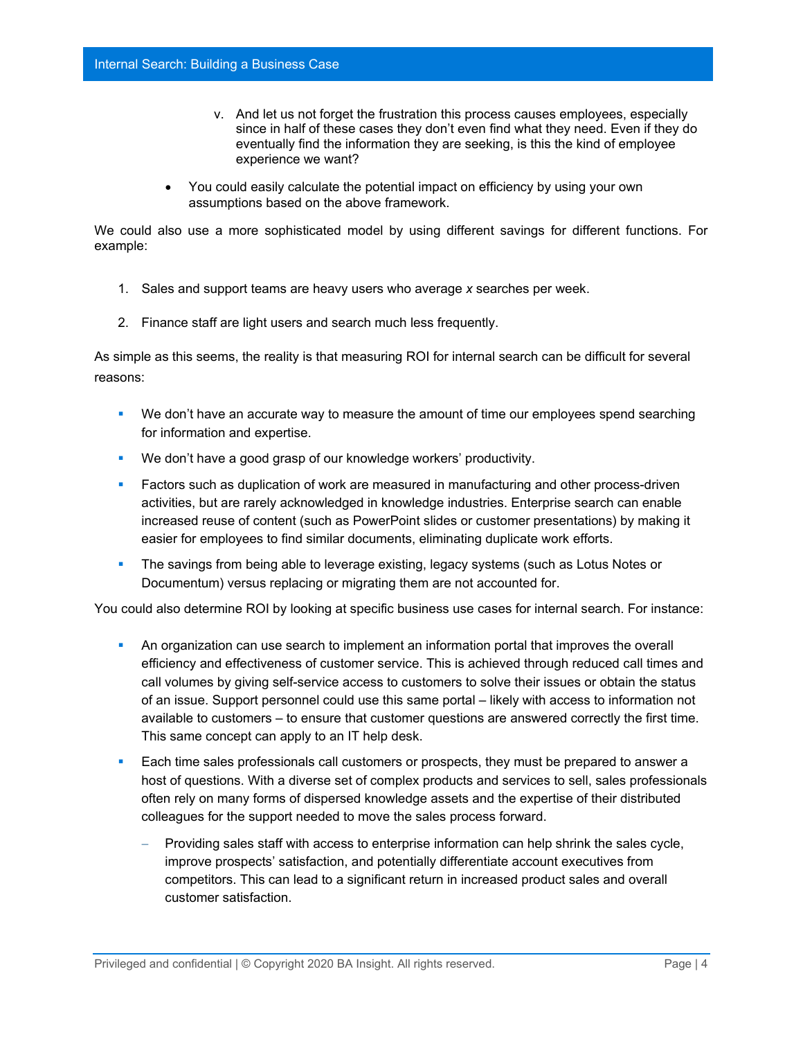v. And let us not forget the frustration this process causes employees, especially since in half of these cases they don't even find what they need. Even if they do eventually find the information they are seeking, is this the kind of employee experience we want?

- You could easily calculate the potential impact on efficiency by using your own assumptions based on the above framework.

We could also use a more sophisticated model by using different savings for different functions. For example:

1. Sales and support teams are heavy users who average *x* searches per week.
2. Finance staff are light users and search much less frequently.

As simple as this seems, the reality is that measuring ROI for internal search can be difficult for several reasons:

- We don't have an accurate way to measure the amount of time our employees spend searching for information and expertise.
- We don't have a good grasp of our knowledge workers' productivity.
- Factors such as duplication of work are measured in manufacturing and other process-driven activities, but are rarely acknowledged in knowledge industries. Enterprise search can enable increased reuse of content (such as PowerPoint slides or customer presentations) by making it easier for employees to find similar documents, eliminating duplicate work efforts.
- The savings from being able to leverage existing, legacy systems (such as Lotus Notes or Documentum) versus replacing or migrating them are not accounted for.

You could also determine ROI by looking at specific business use cases for internal search. For instance:

- An organization can use search to implement an information portal that improves the overall efficiency and effectiveness of customer service. This is achieved through reduced call times and call volumes by giving self-service access to customers to solve their issues or obtain the status of an issue. Support personnel could use this same portal – likely with access to information not available to customers – to ensure that customer questions are answered correctly the first time. This same concept can apply to an IT help desk.
- Each time sales professionals call customers or prospects, they must be prepared to answer a host of questions. With a diverse set of complex products and services to sell, sales professionals often rely on many forms of dispersed knowledge assets and the expertise of their distributed colleagues for the support needed to move the sales process forward.
  - Providing sales staff with access to enterprise information can help shrink the sales cycle, improve prospects' satisfaction, and potentially differentiate account executives from competitors. This can lead to a significant return in increased product sales and overall customer satisfaction.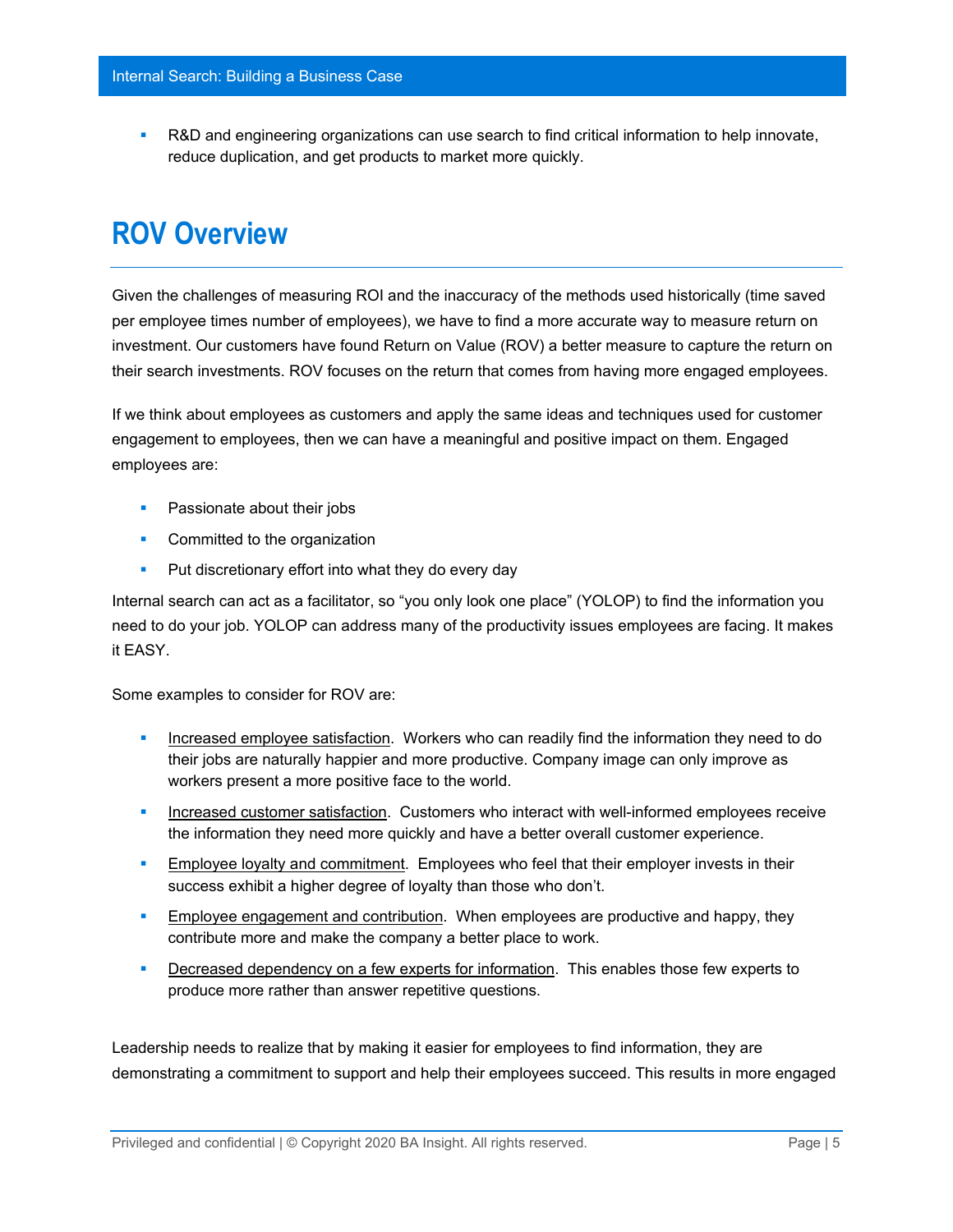- R&D and engineering organizations can use search to find critical information to help innovate, reduce duplication, and get products to market more quickly.

# ROV Overview

Given the challenges of measuring ROI and the inaccuracy of the methods used historically (time saved per employee times number of employees), we have to find a more accurate way to measure return on investment. Our customers have found Return on Value (ROV) a better measure to capture the return on their search investments. ROV focuses on the return that comes from having more engaged employees.

If we think about employees as customers and apply the same ideas and techniques used for customer engagement to employees, then we can have a meaningful and positive impact on them. Engaged employees are:

- Passionate about their jobs
- Committed to the organization
- Put discretionary effort into what they do every day

Internal search can act as a facilitator, so "you only look one place" (YOLOP) to find the information you need to do your job. YOLOP can address many of the productivity issues employees are facing. It makes it EASY.

Some examples to consider for ROV are:

- Increased employee satisfaction. Workers who can readily find the information they need to do their jobs are naturally happier and more productive. Company image can only improve as workers present a more positive face to the world.
- Increased customer satisfaction. Customers who interact with well-informed employees receive the information they need more quickly and have a better overall customer experience.
- Employee loyalty and commitment. Employees who feel that their employer invests in their success exhibit a higher degree of loyalty than those who don't.
- Employee engagement and contribution. When employees are productive and happy, they contribute more and make the company a better place to work.
- Decreased dependency on a few experts for information. This enables those few experts to produce more rather than answer repetitive questions.

Leadership needs to realize that by making it easier for employees to find information, they are demonstrating a commitment to support and help their employees succeed. This results in more engaged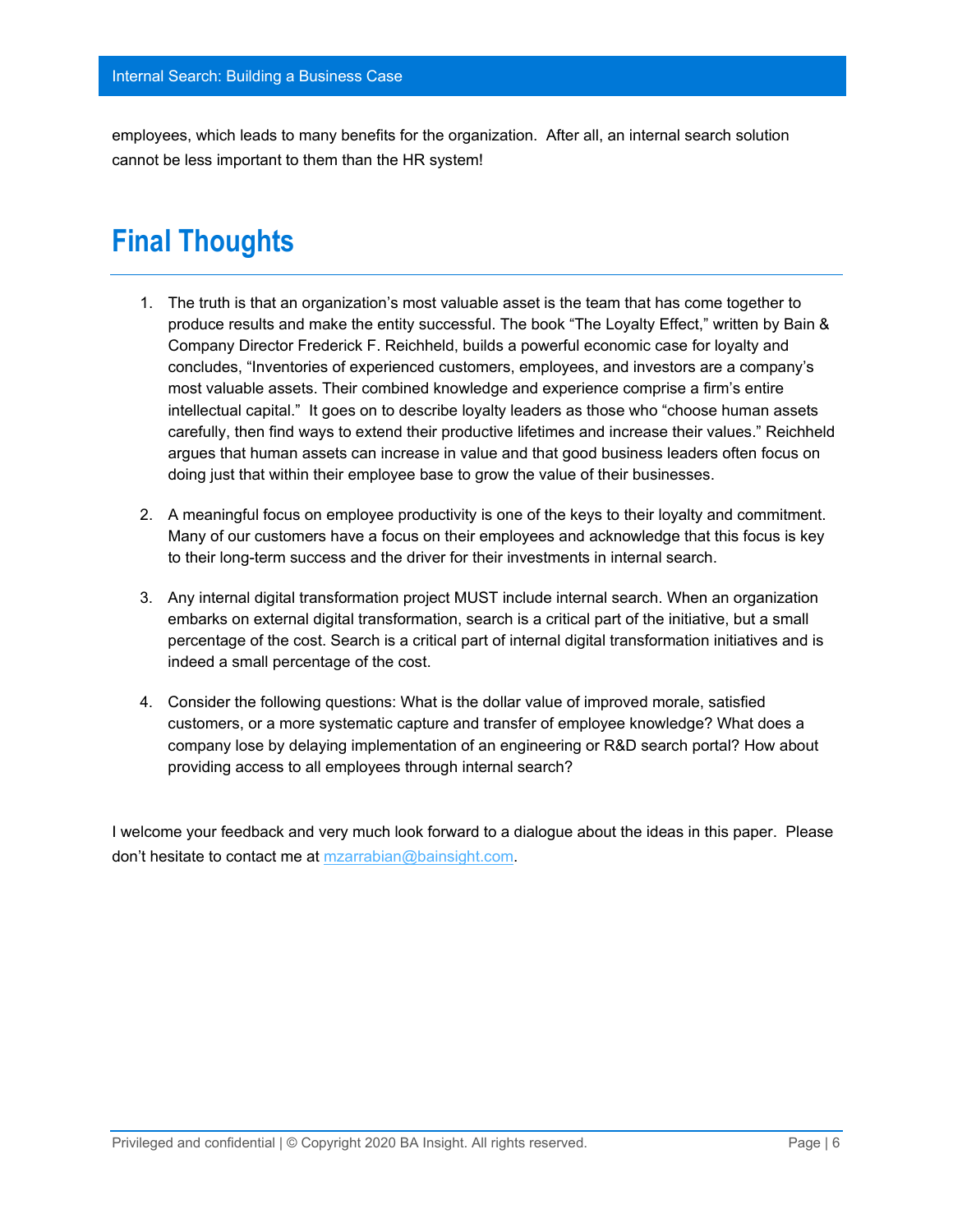employees, which leads to many benefits for the organization. After all, an internal search solution cannot be less important to them than the HR system!

## Final Thoughts

1. The truth is that an organization's most valuable asset is the team that has come together to produce results and make the entity successful. The book "The Loyalty Effect," written by Bain & Company Director Frederick F. Reichheld, builds a powerful economic case for loyalty and concludes, "Inventories of experienced customers, employees, and investors are a company's most valuable assets. Their combined knowledge and experience comprise a firm's entire intellectual capital." It goes on to describe loyalty leaders as those who "choose human assets carefully, then find ways to extend their productive lifetimes and increase their values." Reichheld argues that human assets can increase in value and that good business leaders often focus on doing just that within their employee base to grow the value of their businesses.

2. A meaningful focus on employee productivity is one of the keys to their loyalty and commitment. Many of our customers have a focus on their employees and acknowledge that this focus is key to their long-term success and the driver for their investments in internal search.

3. Any internal digital transformation project MUST include internal search. When an organization embarks on external digital transformation, search is a critical part of the initiative, but a small percentage of the cost. Search is a critical part of internal digital transformation initiatives and is indeed a small percentage of the cost.

4. Consider the following questions: What is the dollar value of improved morale, satisfied customers, or a more systematic capture and transfer of employee knowledge? What does a company lose by delaying implementation of an engineering or R&D search portal? How about providing access to all employees through internal search?

I welcome your feedback and very much look forward to a dialogue about the ideas in this paper. Please don't hesitate to contact me at mzarrabian@bainsight.com.